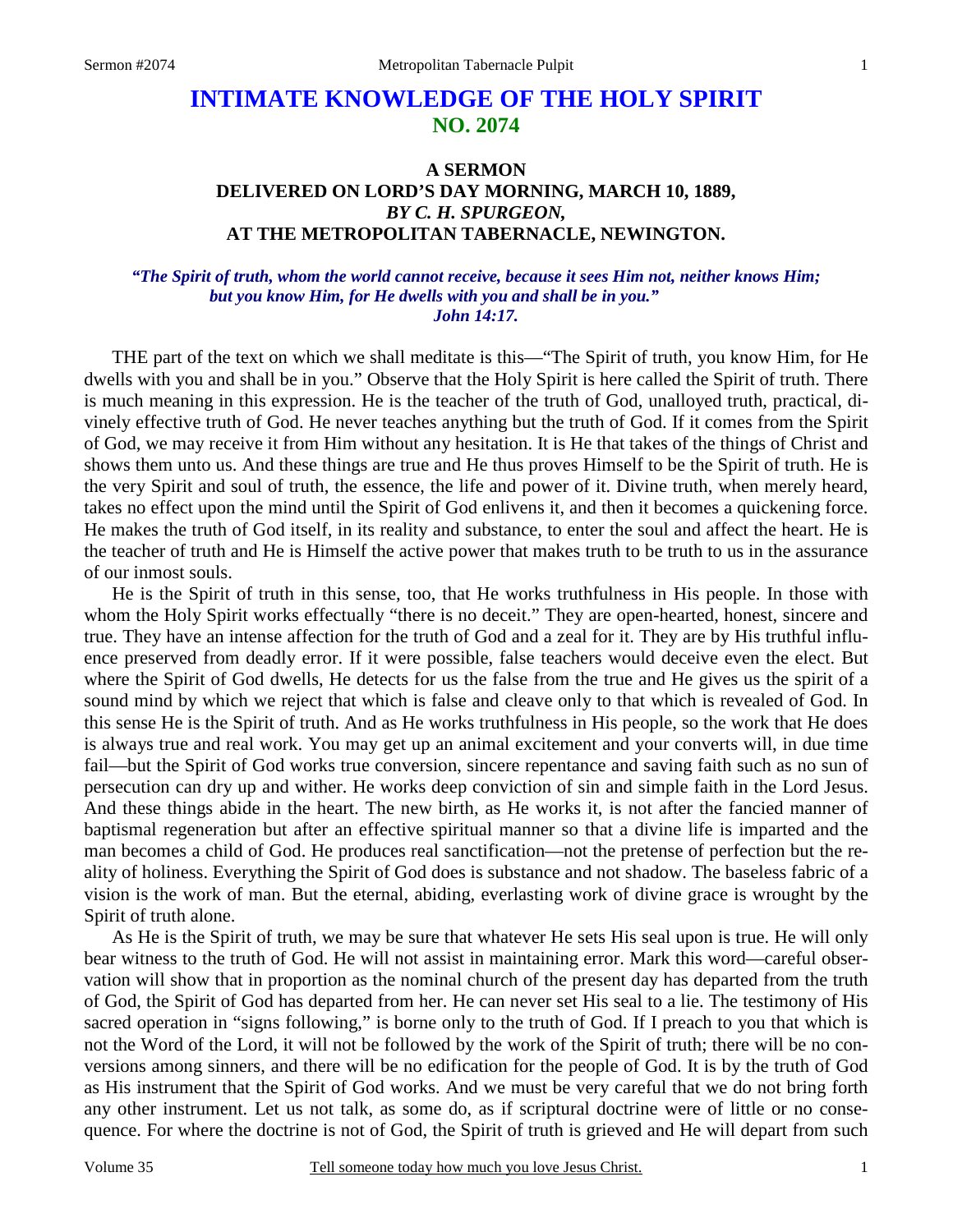# INTIMATE KNOWLEDGE OF THE HOLY SPIRIT
## NO. 2074

### A SERMON
### DELIVERED ON LORD'S DAY MORNING, MARCH 10, 1889,
### *BY C. H. SPURGEON,*
### AT THE METROPOLITAN TABERNACLE, NEWINGTON.

***"The Spirit of truth, whom the world cannot receive, because it sees Him not, neither knows Him; but you know Him, for He dwells with you and shall be in you." John 14:17.***

THE part of the text on which we shall meditate is this—"The Spirit of truth, you know Him, for He dwells with you and shall be in you." Observe that the Holy Spirit is here called the Spirit of truth. There is much meaning in this expression. He is the teacher of the truth of God, unalloyed truth, practical, divinely effective truth of God. He never teaches anything but the truth of God. If it comes from the Spirit of God, we may receive it from Him without any hesitation. It is He that takes of the things of Christ and shows them unto us. And these things are true and He thus proves Himself to be the Spirit of truth. He is the very Spirit and soul of truth, the essence, the life and power of it. Divine truth, when merely heard, takes no effect upon the mind until the Spirit of God enlivens it, and then it becomes a quickening force. He makes the truth of God itself, in its reality and substance, to enter the soul and affect the heart. He is the teacher of truth and He is Himself the active power that makes truth to be truth to us in the assurance of our inmost souls.

He is the Spirit of truth in this sense, too, that He works truthfulness in His people. In those with whom the Holy Spirit works effectually "there is no deceit." They are open-hearted, honest, sincere and true. They have an intense affection for the truth of God and a zeal for it. They are by His truthful influence preserved from deadly error. If it were possible, false teachers would deceive even the elect. But where the Spirit of God dwells, He detects for us the false from the true and He gives us the spirit of a sound mind by which we reject that which is false and cleave only to that which is revealed of God. In this sense He is the Spirit of truth. And as He works truthfulness in His people, so the work that He does is always true and real work. You may get up an animal excitement and your converts will, in due time fail—but the Spirit of God works true conversion, sincere repentance and saving faith such as no sun of persecution can dry up and wither. He works deep conviction of sin and simple faith in the Lord Jesus. And these things abide in the heart. The new birth, as He works it, is not after the fancied manner of baptismal regeneration but after an effective spiritual manner so that a divine life is imparted and the man becomes a child of God. He produces real sanctification—not the pretense of perfection but the reality of holiness. Everything the Spirit of God does is substance and not shadow. The baseless fabric of a vision is the work of man. But the eternal, abiding, everlasting work of divine grace is wrought by the Spirit of truth alone.

As He is the Spirit of truth, we may be sure that whatever He sets His seal upon is true. He will only bear witness to the truth of God. He will not assist in maintaining error. Mark this word—careful observation will show that in proportion as the nominal church of the present day has departed from the truth of God, the Spirit of God has departed from her. He can never set His seal to a lie. The testimony of His sacred operation in "signs following," is borne only to the truth of God. If I preach to you that which is not the Word of the Lord, it will not be followed by the work of the Spirit of truth; there will be no conversions among sinners, and there will be no edification for the people of God. It is by the truth of God as His instrument that the Spirit of God works. And we must be very careful that we do not bring forth any other instrument. Let us not talk, as some do, as if scriptural doctrine were of little or no consequence. For where the doctrine is not of God, the Spirit of truth is grieved and He will depart from such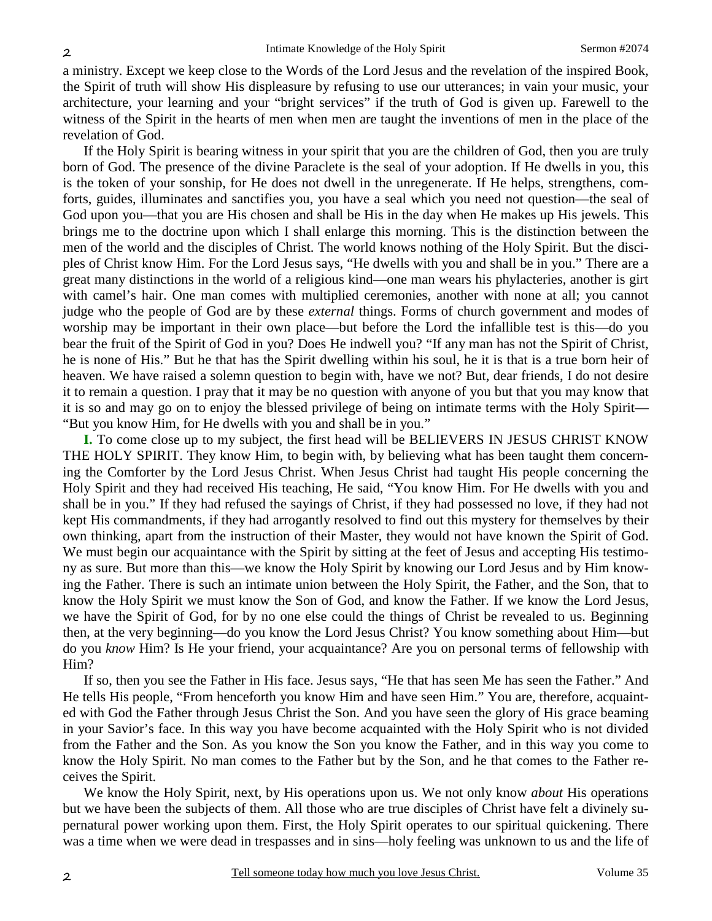a ministry. Except we keep close to the Words of the Lord Jesus and the revelation of the inspired Book, the Spirit of truth will show His displeasure by refusing to use our utterances; in vain your music, your architecture, your learning and your "bright services" if the truth of God is given up. Farewell to the witness of the Spirit in the hearts of men when men are taught the inventions of men in the place of the revelation of God.

If the Holy Spirit is bearing witness in your spirit that you are the children of God, then you are truly born of God. The presence of the divine Paraclete is the seal of your adoption. If He dwells in you, this is the token of your sonship, for He does not dwell in the unregenerate. If He helps, strengthens, comforts, guides, illuminates and sanctifies you, you have a seal which you need not question—the seal of God upon you—that you are His chosen and shall be His in the day when He makes up His jewels. This brings me to the doctrine upon which I shall enlarge this morning. This is the distinction between the men of the world and the disciples of Christ. The world knows nothing of the Holy Spirit. But the disciples of Christ know Him. For the Lord Jesus says, "He dwells with you and shall be in you." There are a great many distinctions in the world of a religious kind—one man wears his phylacteries, another is girt with camel's hair. One man comes with multiplied ceremonies, another with none at all; you cannot judge who the people of God are by these *external* things. Forms of church government and modes of worship may be important in their own place—but before the Lord the infallible test is this—do you bear the fruit of the Spirit of God in you? Does He indwell you? "If any man has not the Spirit of Christ, he is none of His." But he that has the Spirit dwelling within his soul, he it is that is a true born heir of heaven. We have raised a solemn question to begin with, have we not? But, dear friends, I do not desire it to remain a question. I pray that it may be no question with anyone of you but that you may know that it is so and may go on to enjoy the blessed privilege of being on intimate terms with the Holy Spirit—"But you know Him, for He dwells with you and shall be in you."

**I.** To come close up to my subject, the first head will be BELIEVERS IN JESUS CHRIST KNOW THE HOLY SPIRIT. They know Him, to begin with, by believing what has been taught them concerning the Comforter by the Lord Jesus Christ. When Jesus Christ had taught His people concerning the Holy Spirit and they had received His teaching, He said, "You know Him. For He dwells with you and shall be in you." If they had refused the sayings of Christ, if they had possessed no love, if they had not kept His commandments, if they had arrogantly resolved to find out this mystery for themselves by their own thinking, apart from the instruction of their Master, they would not have known the Spirit of God. We must begin our acquaintance with the Spirit by sitting at the feet of Jesus and accepting His testimony as sure. But more than this—we know the Holy Spirit by knowing our Lord Jesus and by Him knowing the Father. There is such an intimate union between the Holy Spirit, the Father, and the Son, that to know the Holy Spirit we must know the Son of God, and know the Father. If we know the Lord Jesus, we have the Spirit of God, for by no one else could the things of Christ be revealed to us. Beginning then, at the very beginning—do you know the Lord Jesus Christ? You know something about Him—but do you *know* Him? Is He your friend, your acquaintance? Are you on personal terms of fellowship with Him?

If so, then you see the Father in His face. Jesus says, "He that has seen Me has seen the Father." And He tells His people, "From henceforth you know Him and have seen Him." You are, therefore, acquainted with God the Father through Jesus Christ the Son. And you have seen the glory of His grace beaming in your Savior's face. In this way you have become acquainted with the Holy Spirit who is not divided from the Father and the Son. As you know the Son you know the Father, and in this way you come to know the Holy Spirit. No man comes to the Father but by the Son, and he that comes to the Father receives the Spirit.

We know the Holy Spirit, next, by His operations upon us. We not only know *about* His operations but we have been the subjects of them. All those who are true disciples of Christ have felt a divinely supernatural power working upon them. First, the Holy Spirit operates to our spiritual quickening. There was a time when we were dead in trespasses and in sins—holy feeling was unknown to us and the life of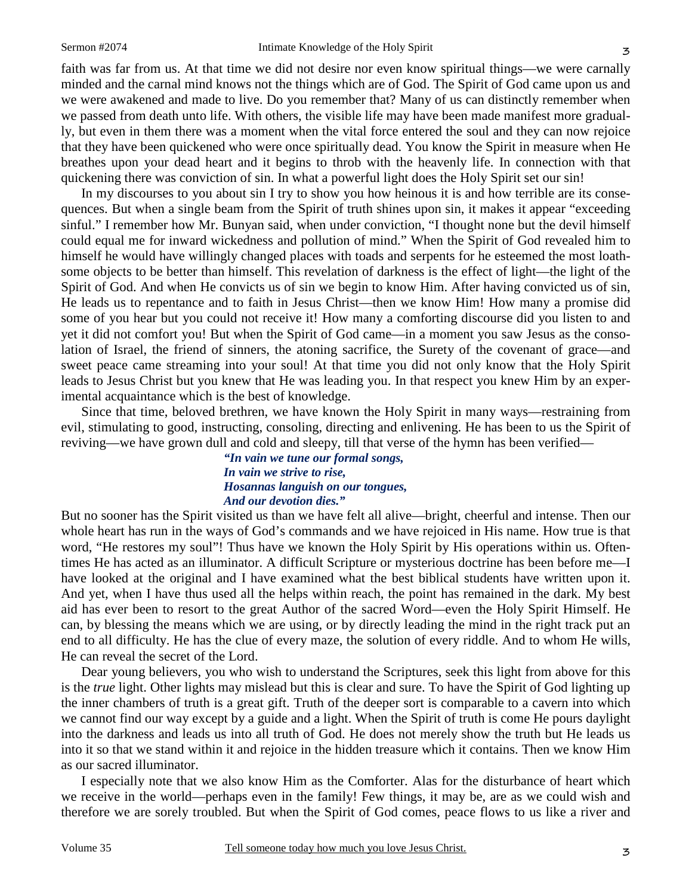faith was far from us. At that time we did not desire nor even know spiritual things—we were carnally minded and the carnal mind knows not the things which are of God. The Spirit of God came upon us and we were awakened and made to live. Do you remember that? Many of us can distinctly remember when we passed from death unto life. With others, the visible life may have been made manifest more gradually, but even in them there was a moment when the vital force entered the soul and they can now rejoice that they have been quickened who were once spiritually dead. You know the Spirit in measure when He breathes upon your dead heart and it begins to throb with the heavenly life. In connection with that quickening there was conviction of sin. In what a powerful light does the Holy Spirit set our sin!

In my discourses to you about sin I try to show you how heinous it is and how terrible are its consequences. But when a single beam from the Spirit of truth shines upon sin, it makes it appear "exceeding sinful." I remember how Mr. Bunyan said, when under conviction, "I thought none but the devil himself could equal me for inward wickedness and pollution of mind." When the Spirit of God revealed him to himself he would have willingly changed places with toads and serpents for he esteemed the most loathsome objects to be better than himself. This revelation of darkness is the effect of light—the light of the Spirit of God. And when He convicts us of sin we begin to know Him. After having convicted us of sin, He leads us to repentance and to faith in Jesus Christ—then we know Him! How many a promise did some of you hear but you could not receive it! How many a comforting discourse did you listen to and yet it did not comfort you! But when the Spirit of God came—in a moment you saw Jesus as the consolation of Israel, the friend of sinners, the atoning sacrifice, the Surety of the covenant of grace—and sweet peace came streaming into your soul! At that time you did not only know that the Holy Spirit leads to Jesus Christ but you knew that He was leading you. In that respect you knew Him by an experimental acquaintance which is the best of knowledge.

Since that time, beloved brethren, we have known the Holy Spirit in many ways—restraining from evil, stimulating to good, instructing, consoling, directing and enlivening. He has been to us the Spirit of reviving—we have grown dull and cold and sleepy, till that verse of the hymn has been verified—

> ***"In vain we tune our formal songs,***
> ***In vain we strive to rise,***
> ***Hosannas languish on our tongues,***
> ***And our devotion dies."***

But no sooner has the Spirit visited us than we have felt all alive—bright, cheerful and intense. Then our whole heart has run in the ways of God's commands and we have rejoiced in His name. How true is that word, "He restores my soul"! Thus have we known the Holy Spirit by His operations within us. Oftentimes He has acted as an illuminator. A difficult Scripture or mysterious doctrine has been before me—I have looked at the original and I have examined what the best biblical students have written upon it. And yet, when I have thus used all the helps within reach, the point has remained in the dark. My best aid has ever been to resort to the great Author of the sacred Word—even the Holy Spirit Himself. He can, by blessing the means which we are using, or by directly leading the mind in the right track put an end to all difficulty. He has the clue of every maze, the solution of every riddle. And to whom He wills, He can reveal the secret of the Lord.

Dear young believers, you who wish to understand the Scriptures, seek this light from above for this is the *true* light. Other lights may mislead but this is clear and sure. To have the Spirit of God lighting up the inner chambers of truth is a great gift. Truth of the deeper sort is comparable to a cavern into which we cannot find our way except by a guide and a light. When the Spirit of truth is come He pours daylight into the darkness and leads us into all truth of God. He does not merely show the truth but He leads us into it so that we stand within it and rejoice in the hidden treasure which it contains. Then we know Him as our sacred illuminator.

I especially note that we also know Him as the Comforter. Alas for the disturbance of heart which we receive in the world—perhaps even in the family! Few things, it may be, are as we could wish and therefore we are sorely troubled. But when the Spirit of God comes, peace flows to us like a river and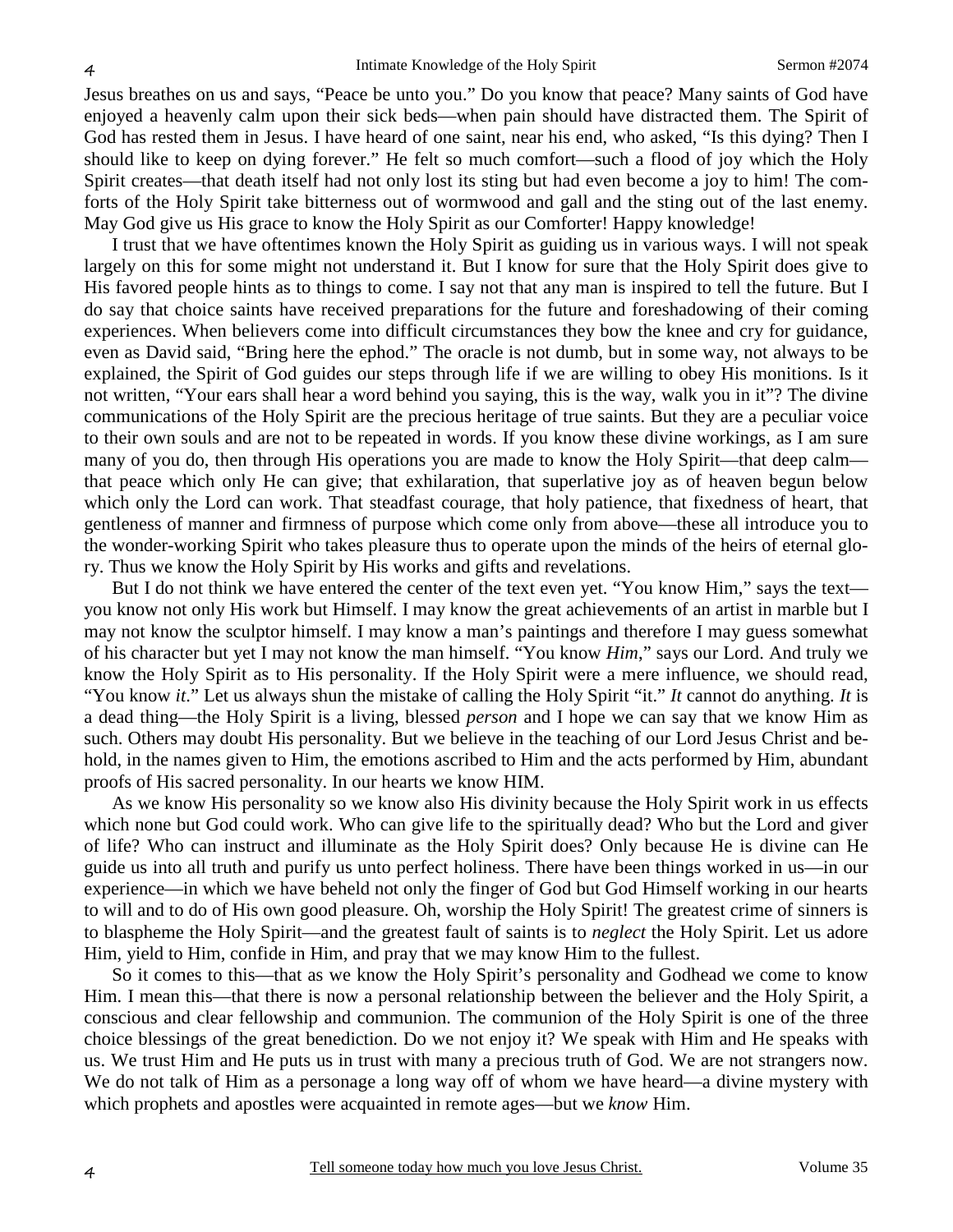Jesus breathes on us and says, "Peace be unto you." Do you know that peace? Many saints of God have enjoyed a heavenly calm upon their sick beds—when pain should have distracted them. The Spirit of God has rested them in Jesus. I have heard of one saint, near his end, who asked, "Is this dying? Then I should like to keep on dying forever." He felt so much comfort—such a flood of joy which the Holy Spirit creates—that death itself had not only lost its sting but had even become a joy to him! The comforts of the Holy Spirit take bitterness out of wormwood and gall and the sting out of the last enemy. May God give us His grace to know the Holy Spirit as our Comforter! Happy knowledge!

I trust that we have oftentimes known the Holy Spirit as guiding us in various ways. I will not speak largely on this for some might not understand it. But I know for sure that the Holy Spirit does give to His favored people hints as to things to come. I say not that any man is inspired to tell the future. But I do say that choice saints have received preparations for the future and foreshadowing of their coming experiences. When believers come into difficult circumstances they bow the knee and cry for guidance, even as David said, "Bring here the ephod." The oracle is not dumb, but in some way, not always to be explained, the Spirit of God guides our steps through life if we are willing to obey His monitions. Is it not written, "Your ears shall hear a word behind you saying, this is the way, walk you in it"? The divine communications of the Holy Spirit are the precious heritage of true saints. But they are a peculiar voice to their own souls and are not to be repeated in words. If you know these divine workings, as I am sure many of you do, then through His operations you are made to know the Holy Spirit—that deep calm—that peace which only He can give; that exhilaration, that superlative joy as of heaven begun below which only the Lord can work. That steadfast courage, that holy patience, that fixedness of heart, that gentleness of manner and firmness of purpose which come only from above—these all introduce you to the wonder-working Spirit who takes pleasure thus to operate upon the minds of the heirs of eternal glory. Thus we know the Holy Spirit by His works and gifts and revelations.

But I do not think we have entered the center of the text even yet. "You know Him," says the text—you know not only His work but Himself. I may know the great achievements of an artist in marble but I may not know the sculptor himself. I may know a man's paintings and therefore I may guess somewhat of his character but yet I may not know the man himself. "You know *Him*," says our Lord. And truly we know the Holy Spirit as to His personality. If the Holy Spirit were a mere influence, we should read, "You know *it*." Let us always shun the mistake of calling the Holy Spirit "it." *It* cannot do anything. *It* is a dead thing—the Holy Spirit is a living, blessed *person* and I hope we can say that we know Him as such. Others may doubt His personality. But we believe in the teaching of our Lord Jesus Christ and behold, in the names given to Him, the emotions ascribed to Him and the acts performed by Him, abundant proofs of His sacred personality. In our hearts we know HIM.

As we know His personality so we know also His divinity because the Holy Spirit work in us effects which none but God could work. Who can give life to the spiritually dead? Who but the Lord and giver of life? Who can instruct and illuminate as the Holy Spirit does? Only because He is divine can He guide us into all truth and purify us unto perfect holiness. There have been things worked in us—in our experience—in which we have beheld not only the finger of God but God Himself working in our hearts to will and to do of His own good pleasure. Oh, worship the Holy Spirit! The greatest crime of sinners is to blaspheme the Holy Spirit—and the greatest fault of saints is to *neglect* the Holy Spirit. Let us adore Him, yield to Him, confide in Him, and pray that we may know Him to the fullest.

So it comes to this—that as we know the Holy Spirit's personality and Godhead we come to know Him. I mean this—that there is now a personal relationship between the believer and the Holy Spirit, a conscious and clear fellowship and communion. The communion of the Holy Spirit is one of the three choice blessings of the great benediction. Do we not enjoy it? We speak with Him and He speaks with us. We trust Him and He puts us in trust with many a precious truth of God. We are not strangers now. We do not talk of Him as a personage a long way off of whom we have heard—a divine mystery with which prophets and apostles were acquainted in remote ages—but we *know* Him.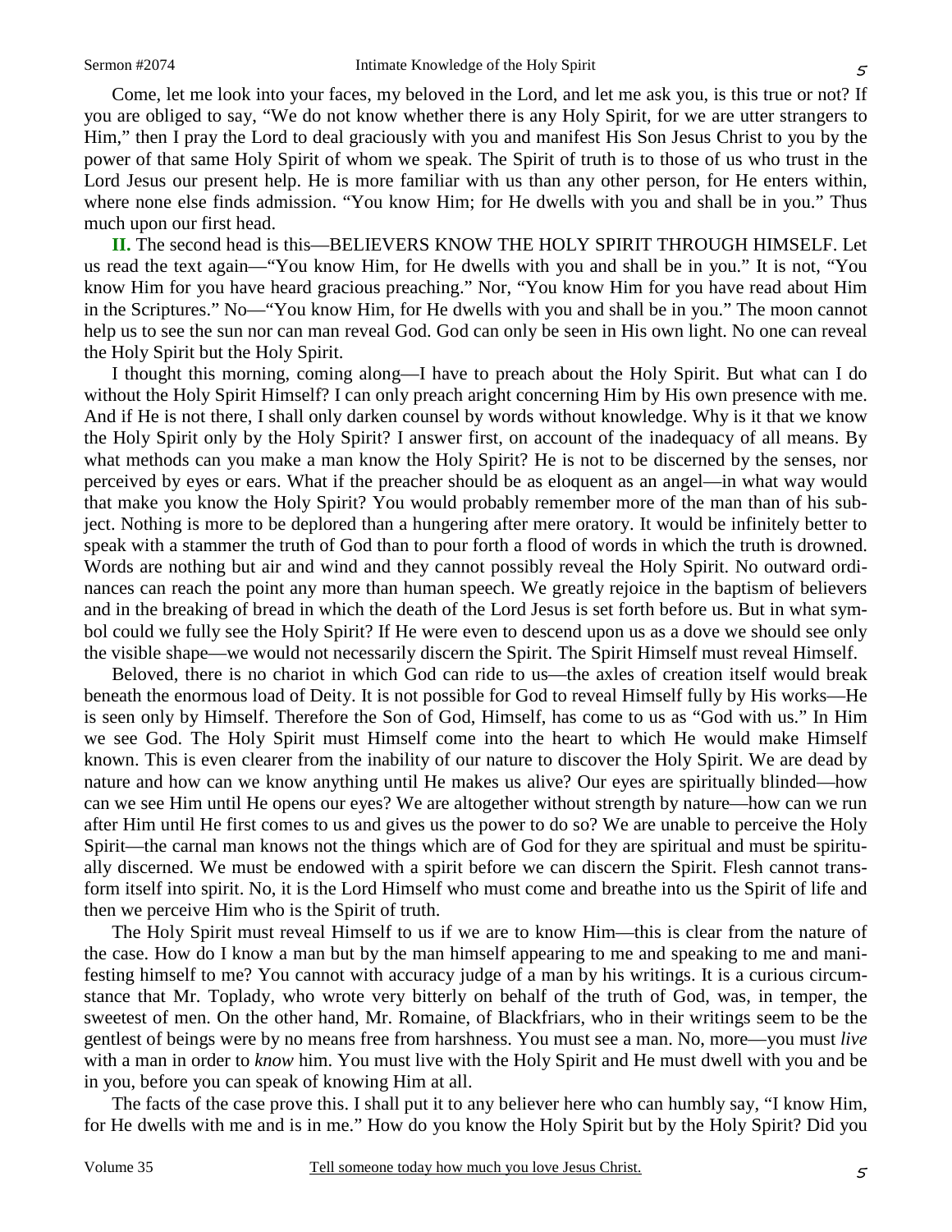Come, let me look into your faces, my beloved in the Lord, and let me ask you, is this true or not? If you are obliged to say, "We do not know whether there is any Holy Spirit, for we are utter strangers to Him," then I pray the Lord to deal graciously with you and manifest His Son Jesus Christ to you by the power of that same Holy Spirit of whom we speak. The Spirit of truth is to those of us who trust in the Lord Jesus our present help. He is more familiar with us than any other person, for He enters within, where none else finds admission. "You know Him; for He dwells with you and shall be in you." Thus much upon our first head.

**II.** The second head is this—BELIEVERS KNOW THE HOLY SPIRIT THROUGH HIMSELF. Let us read the text again—"You know Him, for He dwells with you and shall be in you." It is not, "You know Him for you have heard gracious preaching." Nor, "You know Him for you have read about Him in the Scriptures." No—"You know Him, for He dwells with you and shall be in you." The moon cannot help us to see the sun nor can man reveal God. God can only be seen in His own light. No one can reveal the Holy Spirit but the Holy Spirit.

I thought this morning, coming along—I have to preach about the Holy Spirit. But what can I do without the Holy Spirit Himself? I can only preach aright concerning Him by His own presence with me. And if He is not there, I shall only darken counsel by words without knowledge. Why is it that we know the Holy Spirit only by the Holy Spirit? I answer first, on account of the inadequacy of all means. By what methods can you make a man know the Holy Spirit? He is not to be discerned by the senses, nor perceived by eyes or ears. What if the preacher should be as eloquent as an angel—in what way would that make you know the Holy Spirit? You would probably remember more of the man than of his subject. Nothing is more to be deplored than a hungering after mere oratory. It would be infinitely better to speak with a stammer the truth of God than to pour forth a flood of words in which the truth is drowned. Words are nothing but air and wind and they cannot possibly reveal the Holy Spirit. No outward ordinances can reach the point any more than human speech. We greatly rejoice in the baptism of believers and in the breaking of bread in which the death of the Lord Jesus is set forth before us. But in what symbol could we fully see the Holy Spirit? If He were even to descend upon us as a dove we should see only the visible shape—we would not necessarily discern the Spirit. The Spirit Himself must reveal Himself.

Beloved, there is no chariot in which God can ride to us—the axles of creation itself would break beneath the enormous load of Deity. It is not possible for God to reveal Himself fully by His works—He is seen only by Himself. Therefore the Son of God, Himself, has come to us as "God with us." In Him we see God. The Holy Spirit must Himself come into the heart to which He would make Himself known. This is even clearer from the inability of our nature to discover the Holy Spirit. We are dead by nature and how can we know anything until He makes us alive? Our eyes are spiritually blinded—how can we see Him until He opens our eyes? We are altogether without strength by nature—how can we run after Him until He first comes to us and gives us the power to do so? We are unable to perceive the Holy Spirit—the carnal man knows not the things which are of God for they are spiritual and must be spiritually discerned. We must be endowed with a spirit before we can discern the Spirit. Flesh cannot transform itself into spirit. No, it is the Lord Himself who must come and breathe into us the Spirit of life and then we perceive Him who is the Spirit of truth.

The Holy Spirit must reveal Himself to us if we are to know Him—this is clear from the nature of the case. How do I know a man but by the man himself appearing to me and speaking to me and manifesting himself to me? You cannot with accuracy judge of a man by his writings. It is a curious circumstance that Mr. Toplady, who wrote very bitterly on behalf of the truth of God, was, in temper, the sweetest of men. On the other hand, Mr. Romaine, of Blackfriars, who in their writings seem to be the gentlest of beings were by no means free from harshness. You must see a man. No, more—you must *live* with a man in order to *know* him. You must live with the Holy Spirit and He must dwell with you and be in you, before you can speak of knowing Him at all.

The facts of the case prove this. I shall put it to any believer here who can humbly say, "I know Him, for He dwells with me and is in me." How do you know the Holy Spirit but by the Holy Spirit? Did you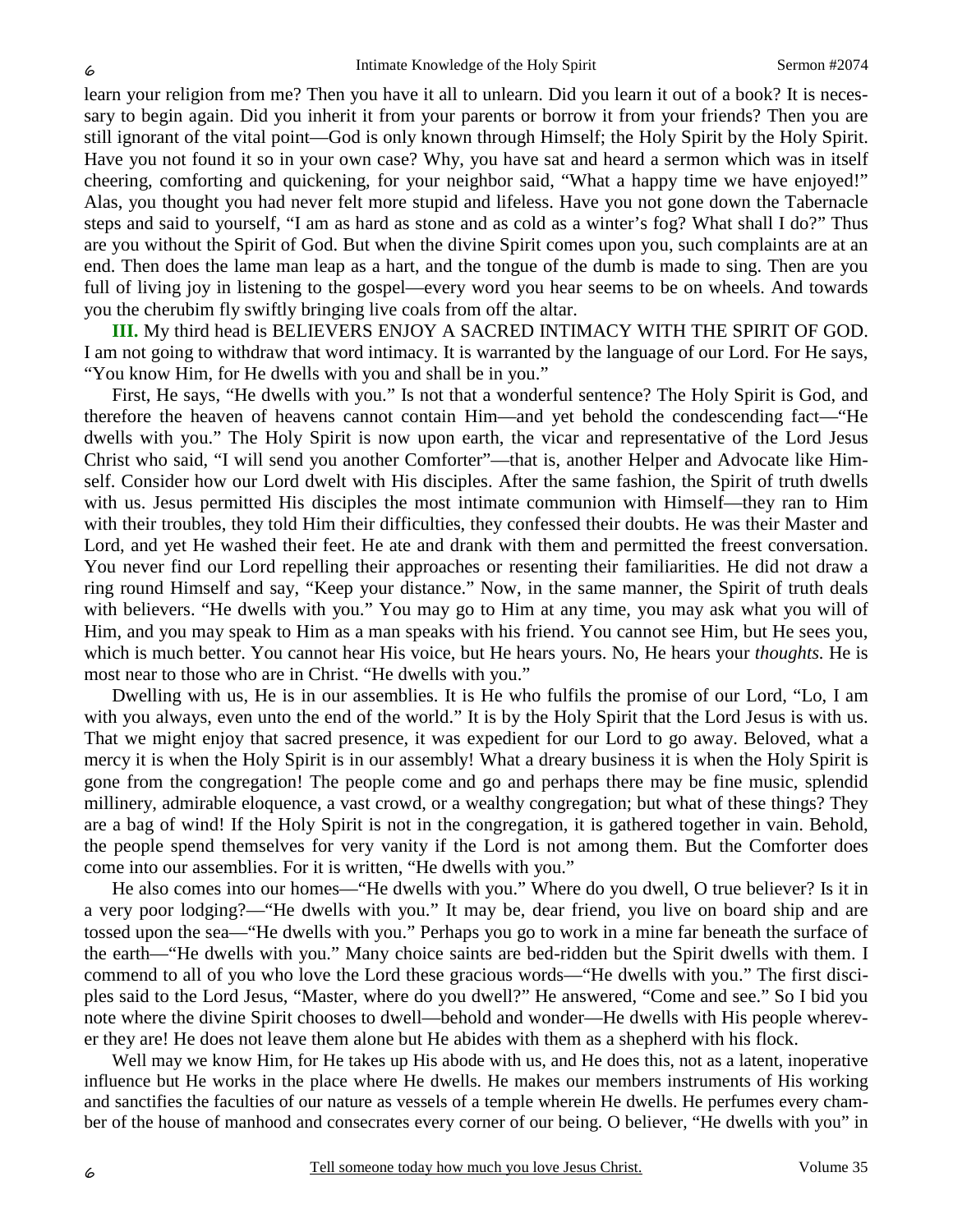learn your religion from me? Then you have it all to unlearn. Did you learn it out of a book? It is necessary to begin again. Did you inherit it from your parents or borrow it from your friends? Then you are still ignorant of the vital point—God is only known through Himself; the Holy Spirit by the Holy Spirit. Have you not found it so in your own case? Why, you have sat and heard a sermon which was in itself cheering, comforting and quickening, for your neighbor said, "What a happy time we have enjoyed!" Alas, you thought you had never felt more stupid and lifeless. Have you not gone down the Tabernacle steps and said to yourself, "I am as hard as stone and as cold as a winter's fog? What shall I do?" Thus are you without the Spirit of God. But when the divine Spirit comes upon you, such complaints are at an end. Then does the lame man leap as a hart, and the tongue of the dumb is made to sing. Then are you full of living joy in listening to the gospel—every word you hear seems to be on wheels. And towards you the cherubim fly swiftly bringing live coals from off the altar.

**III.** My third head is BELIEVERS ENJOY A SACRED INTIMACY WITH THE SPIRIT OF GOD. I am not going to withdraw that word intimacy. It is warranted by the language of our Lord. For He says, "You know Him, for He dwells with you and shall be in you."

First, He says, "He dwells with you." Is not that a wonderful sentence? The Holy Spirit is God, and therefore the heaven of heavens cannot contain Him—and yet behold the condescending fact—"He dwells with you." The Holy Spirit is now upon earth, the vicar and representative of the Lord Jesus Christ who said, "I will send you another Comforter"—that is, another Helper and Advocate like Himself. Consider how our Lord dwelt with His disciples. After the same fashion, the Spirit of truth dwells with us. Jesus permitted His disciples the most intimate communion with Himself—they ran to Him with their troubles, they told Him their difficulties, they confessed their doubts. He was their Master and Lord, and yet He washed their feet. He ate and drank with them and permitted the freest conversation. You never find our Lord repelling their approaches or resenting their familiarities. He did not draw a ring round Himself and say, "Keep your distance." Now, in the same manner, the Spirit of truth deals with believers. "He dwells with you." You may go to Him at any time, you may ask what you will of Him, and you may speak to Him as a man speaks with his friend. You cannot see Him, but He sees you, which is much better. You cannot hear His voice, but He hears yours. No, He hears your *thoughts.* He is most near to those who are in Christ. "He dwells with you."

Dwelling with us, He is in our assemblies. It is He who fulfils the promise of our Lord, "Lo, I am with you always, even unto the end of the world." It is by the Holy Spirit that the Lord Jesus is with us. That we might enjoy that sacred presence, it was expedient for our Lord to go away. Beloved, what a mercy it is when the Holy Spirit is in our assembly! What a dreary business it is when the Holy Spirit is gone from the congregation! The people come and go and perhaps there may be fine music, splendid millinery, admirable eloquence, a vast crowd, or a wealthy congregation; but what of these things? They are a bag of wind! If the Holy Spirit is not in the congregation, it is gathered together in vain. Behold, the people spend themselves for very vanity if the Lord is not among them. But the Comforter does come into our assemblies. For it is written, "He dwells with you."

He also comes into our homes—"He dwells with you." Where do you dwell, O true believer? Is it in a very poor lodging?—"He dwells with you." It may be, dear friend, you live on board ship and are tossed upon the sea—"He dwells with you." Perhaps you go to work in a mine far beneath the surface of the earth—"He dwells with you." Many choice saints are bed-ridden but the Spirit dwells with them. I commend to all of you who love the Lord these gracious words—"He dwells with you." The first disciples said to the Lord Jesus, "Master, where do you dwell?" He answered, "Come and see." So I bid you note where the divine Spirit chooses to dwell—behold and wonder—He dwells with His people wherever they are! He does not leave them alone but He abides with them as a shepherd with his flock.

Well may we know Him, for He takes up His abode with us, and He does this, not as a latent, inoperative influence but He works in the place where He dwells. He makes our members instruments of His working and sanctifies the faculties of our nature as vessels of a temple wherein He dwells. He perfumes every chamber of the house of manhood and consecrates every corner of our being. O believer, "He dwells with you" in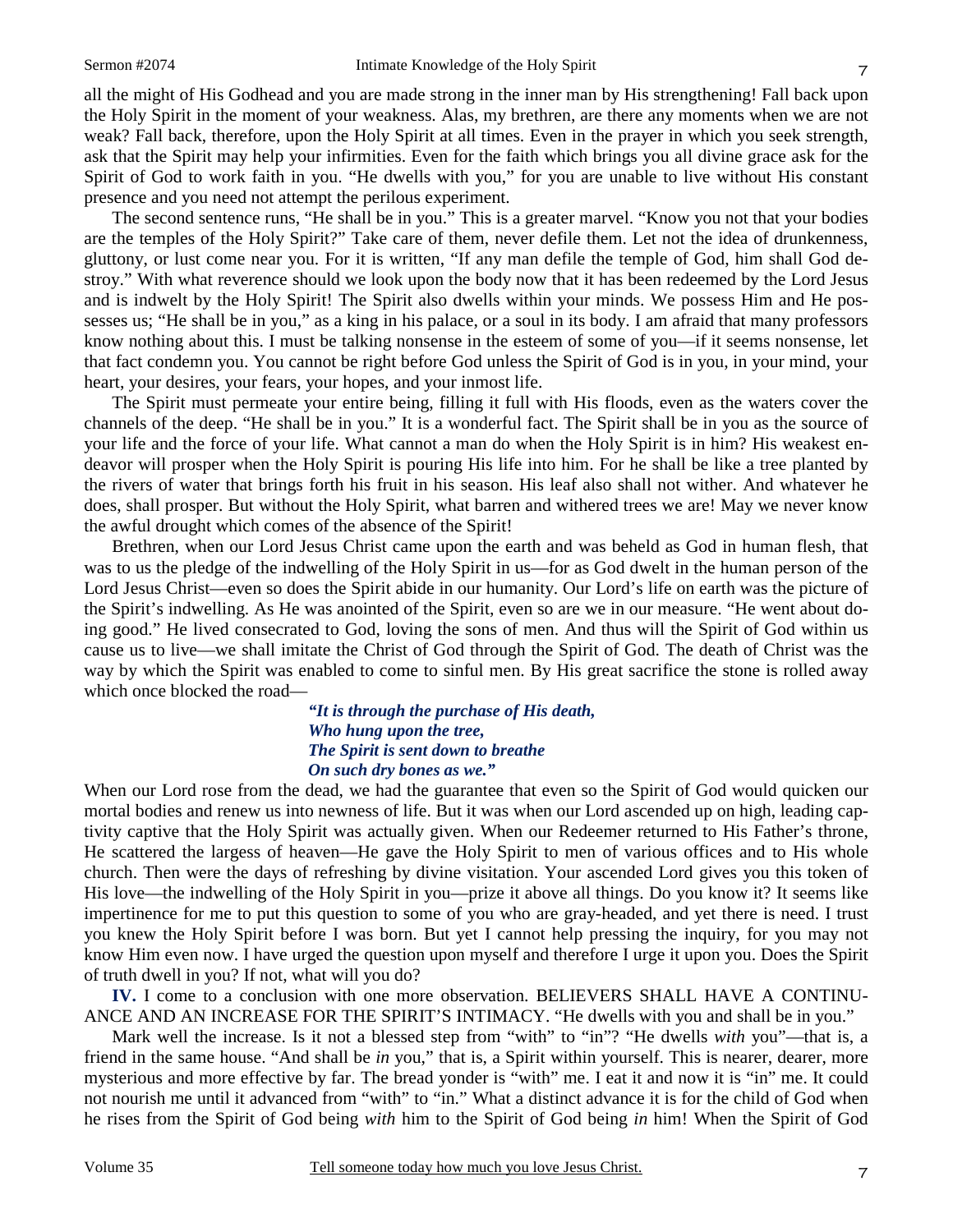all the might of His Godhead and you are made strong in the inner man by His strengthening! Fall back upon the Holy Spirit in the moment of your weakness. Alas, my brethren, are there any moments when we are not weak? Fall back, therefore, upon the Holy Spirit at all times. Even in the prayer in which you seek strength, ask that the Spirit may help your infirmities. Even for the faith which brings you all divine grace ask for the Spirit of God to work faith in you. "He dwells with you," for you are unable to live without His constant presence and you need not attempt the perilous experiment.

The second sentence runs, "He shall be in you." This is a greater marvel. "Know you not that your bodies are the temples of the Holy Spirit?" Take care of them, never defile them. Let not the idea of drunkenness, gluttony, or lust come near you. For it is written, "If any man defile the temple of God, him shall God destroy." With what reverence should we look upon the body now that it has been redeemed by the Lord Jesus and is indwelt by the Holy Spirit! The Spirit also dwells within your minds. We possess Him and He possesses us; "He shall be in you," as a king in his palace, or a soul in its body. I am afraid that many professors know nothing about this. I must be talking nonsense in the esteem of some of you—if it seems nonsense, let that fact condemn you. You cannot be right before God unless the Spirit of God is in you, in your mind, your heart, your desires, your fears, your hopes, and your inmost life.

The Spirit must permeate your entire being, filling it full with His floods, even as the waters cover the channels of the deep. "He shall be in you." It is a wonderful fact. The Spirit shall be in you as the source of your life and the force of your life. What cannot a man do when the Holy Spirit is in him? His weakest endeavor will prosper when the Holy Spirit is pouring His life into him. For he shall be like a tree planted by the rivers of water that brings forth his fruit in his season. His leaf also shall not wither. And whatever he does, shall prosper. But without the Holy Spirit, what barren and withered trees we are! May we never know the awful drought which comes of the absence of the Spirit!

Brethren, when our Lord Jesus Christ came upon the earth and was beheld as God in human flesh, that was to us the pledge of the indwelling of the Holy Spirit in us—for as God dwelt in the human person of the Lord Jesus Christ—even so does the Spirit abide in our humanity. Our Lord's life on earth was the picture of the Spirit's indwelling. As He was anointed of the Spirit, even so are we in our measure. "He went about doing good." He lived consecrated to God, loving the sons of men. And thus will the Spirit of God within us cause us to live—we shall imitate the Christ of God through the Spirit of God. The death of Christ was the way by which the Spirit was enabled to come to sinful men. By His great sacrifice the stone is rolled away which once blocked the road—

> ***"It is through the purchase of His death,***
> ***Who hung upon the tree,***
> ***The Spirit is sent down to breathe***
> ***On such dry bones as we."***

When our Lord rose from the dead, we had the guarantee that even so the Spirit of God would quicken our mortal bodies and renew us into newness of life. But it was when our Lord ascended up on high, leading captivity captive that the Holy Spirit was actually given. When our Redeemer returned to His Father's throne, He scattered the largess of heaven—He gave the Holy Spirit to men of various offices and to His whole church. Then were the days of refreshing by divine visitation. Your ascended Lord gives you this token of His love—the indwelling of the Holy Spirit in you—prize it above all things. Do you know it? It seems like impertinence for me to put this question to some of you who are gray-headed, and yet there is need. I trust you knew the Holy Spirit before I was born. But yet I cannot help pressing the inquiry, for you may not know Him even now. I have urged the question upon myself and therefore I urge it upon you. Does the Spirit of truth dwell in you? If not, what will you do?

**IV.** I come to a conclusion with one more observation. BELIEVERS SHALL HAVE A CONTINUANCE AND AN INCREASE FOR THE SPIRIT'S INTIMACY. "He dwells with you and shall be in you."

Mark well the increase. Is it not a blessed step from "with" to "in"? "He dwells *with* you"—that is, a friend in the same house. "And shall be *in* you," that is, a Spirit within yourself. This is nearer, dearer, more mysterious and more effective by far. The bread yonder is "with" me. I eat it and now it is "in" me. It could not nourish me until it advanced from "with" to "in." What a distinct advance it is for the child of God when he rises from the Spirit of God being *with* him to the Spirit of God being *in* him! When the Spirit of God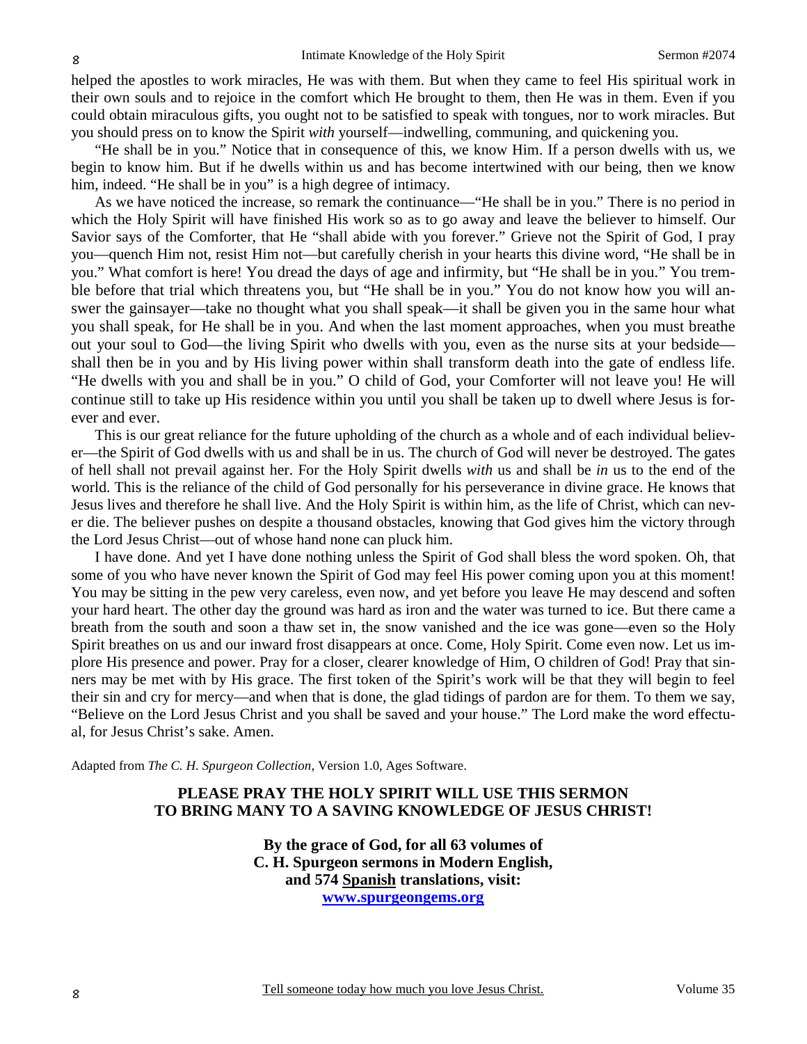helped the apostles to work miracles, He was with them. But when they came to feel His spiritual work in their own souls and to rejoice in the comfort which He brought to them, then He was in them. Even if you could obtain miraculous gifts, you ought not to be satisfied to speak with tongues, nor to work miracles. But you should press on to know the Spirit *with* yourself—indwelling, communing, and quickening you.

"He shall be in you." Notice that in consequence of this, we know Him. If a person dwells with us, we begin to know him. But if he dwells within us and has become intertwined with our being, then we know him, indeed. "He shall be in you" is a high degree of intimacy.

As we have noticed the increase, so remark the continuance—"He shall be in you." There is no period in which the Holy Spirit will have finished His work so as to go away and leave the believer to himself. Our Savior says of the Comforter, that He "shall abide with you forever." Grieve not the Spirit of God, I pray you—quench Him not, resist Him not—but carefully cherish in your hearts this divine word, "He shall be in you." What comfort is here! You dread the days of age and infirmity, but "He shall be in you." You tremble before that trial which threatens you, but "He shall be in you." You do not know how you will answer the gainsayer—take no thought what you shall speak—it shall be given you in the same hour what you shall speak, for He shall be in you. And when the last moment approaches, when you must breathe out your soul to God—the living Spirit who dwells with you, even as the nurse sits at your bedside—shall then be in you and by His living power within shall transform death into the gate of endless life. "He dwells with you and shall be in you." O child of God, your Comforter will not leave you! He will continue still to take up His residence within you until you shall be taken up to dwell where Jesus is forever and ever.

This is our great reliance for the future upholding of the church as a whole and of each individual believer—the Spirit of God dwells with us and shall be in us. The church of God will never be destroyed. The gates of hell shall not prevail against her. For the Holy Spirit dwells *with* us and shall be *in* us to the end of the world. This is the reliance of the child of God personally for his perseverance in divine grace. He knows that Jesus lives and therefore he shall live. And the Holy Spirit is within him, as the life of Christ, which can never die. The believer pushes on despite a thousand obstacles, knowing that God gives him the victory through the Lord Jesus Christ—out of whose hand none can pluck him.

I have done. And yet I have done nothing unless the Spirit of God shall bless the word spoken. Oh, that some of you who have never known the Spirit of God may feel His power coming upon you at this moment! You may be sitting in the pew very careless, even now, and yet before you leave He may descend and soften your hard heart. The other day the ground was hard as iron and the water was turned to ice. But there came a breath from the south and soon a thaw set in, the snow vanished and the ice was gone—even so the Holy Spirit breathes on us and our inward frost disappears at once. Come, Holy Spirit. Come even now. Let us implore His presence and power. Pray for a closer, clearer knowledge of Him, O children of God! Pray that sinners may be met with by His grace. The first token of the Spirit's work will be that they will begin to feel their sin and cry for mercy—and when that is done, the glad tidings of pardon are for them. To them we say, "Believe on the Lord Jesus Christ and you shall be saved and your house." The Lord make the word effectual, for Jesus Christ's sake. Amen.

Adapted from *The C. H. Spurgeon Collection*, Version 1.0, Ages Software.

**PLEASE PRAY THE HOLY SPIRIT WILL USE THIS SERMON TO BRING MANY TO A SAVING KNOWLEDGE OF JESUS CHRIST!**

**By the grace of God, for all 63 volumes of C. H. Spurgeon sermons in Modern English, and 574 Spanish translations, visit: www.spurgeongems.org**

Tell someone today how much you love Jesus Christ.